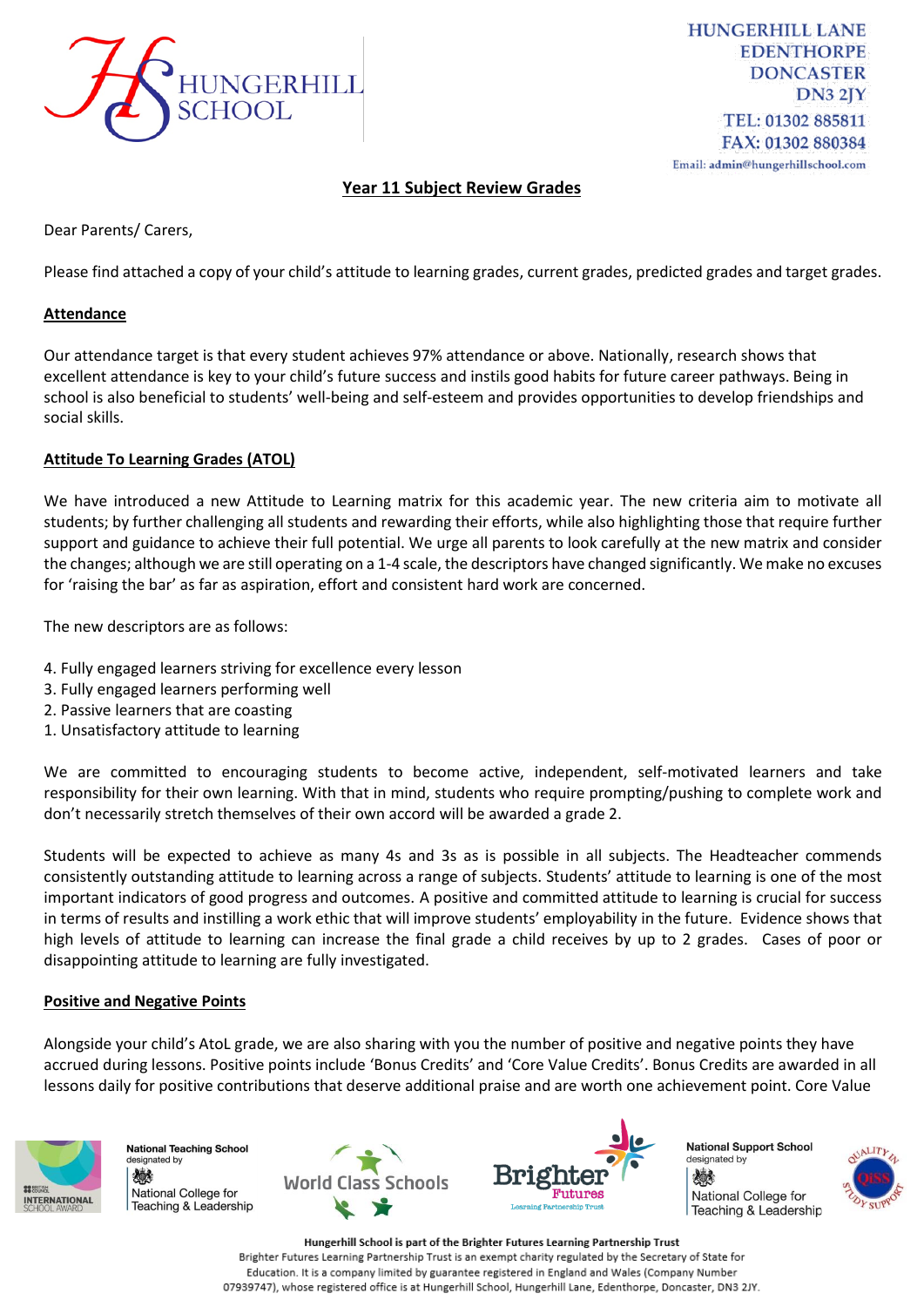HUNGERHILL SCHOOL

HUNGERHILL LANE
EDENTHORPE
DONCASTER
DN3 2JY
TEL: 01302 885811
FAX: 01302 880384
Email: admin@hungerhillschool.com

# Year 11 Subject Review Grades

Dear Parents/ Carers,

Please find attached a copy of your child's attitude to learning grades, current grades, predicted grades and target grades.

## Attendance

Our attendance target is that every student achieves 97% attendance or above. Nationally, research shows that excellent attendance is key to your child's future success and instils good habits for future career pathways. Being in school is also beneficial to students' well-being and self-esteem and provides opportunities to develop friendships and social skills.

## Attitude To Learning Grades (ATOL)

We have introduced a new Attitude to Learning matrix for this academic year. The new criteria aim to motivate all students; by further challenging all students and rewarding their efforts, while also highlighting those that require further support and guidance to achieve their full potential. We urge all parents to look carefully at the new matrix and consider the changes; although we are still operating on a 1-4 scale, the descriptors have changed significantly. We make no excuses for 'raising the bar' as far as aspiration, effort and consistent hard work are concerned.

The new descriptors are as follows:

4. Fully engaged learners striving for excellence every lesson
3. Fully engaged learners performing well
2. Passive learners that are coasting
1. Unsatisfactory attitude to learning

We are committed to encouraging students to become active, independent, self-motivated learners and take responsibility for their own learning. With that in mind, students who require prompting/pushing to complete work and don't necessarily stretch themselves of their own accord will be awarded a grade 2.

Students will be expected to achieve as many 4s and 3s as is possible in all subjects. The Headteacher commends consistently outstanding attitude to learning across a range of subjects. Students' attitude to learning is one of the most important indicators of good progress and outcomes. A positive and committed attitude to learning is crucial for success in terms of results and instilling a work ethic that will improve students' employability in the future. Evidence shows that high levels of attitude to learning can increase the final grade a child receives by up to 2 grades. Cases of poor or disappointing attitude to learning are fully investigated.

## Positive and Negative Points

Alongside your child's AtoL grade, we are also sharing with you the number of positive and negative points they have accrued during lessons. Positive points include 'Bonus Credits' and 'Core Value Credits'. Bonus Credits are awarded in all lessons daily for positive contributions that deserve additional praise and are worth one achievement point. Core Value

Hungerhill School is part of the Brighter Futures Learning Partnership Trust
Brighter Futures Learning Partnership Trust is an exempt charity regulated by the Secretary of State for Education. It is a company limited by guarantee registered in England and Wales (Company Number 07939747), whose registered office is at Hungerhill School, Hungerhill Lane, Edenthorpe, Doncaster, DN3 2JY.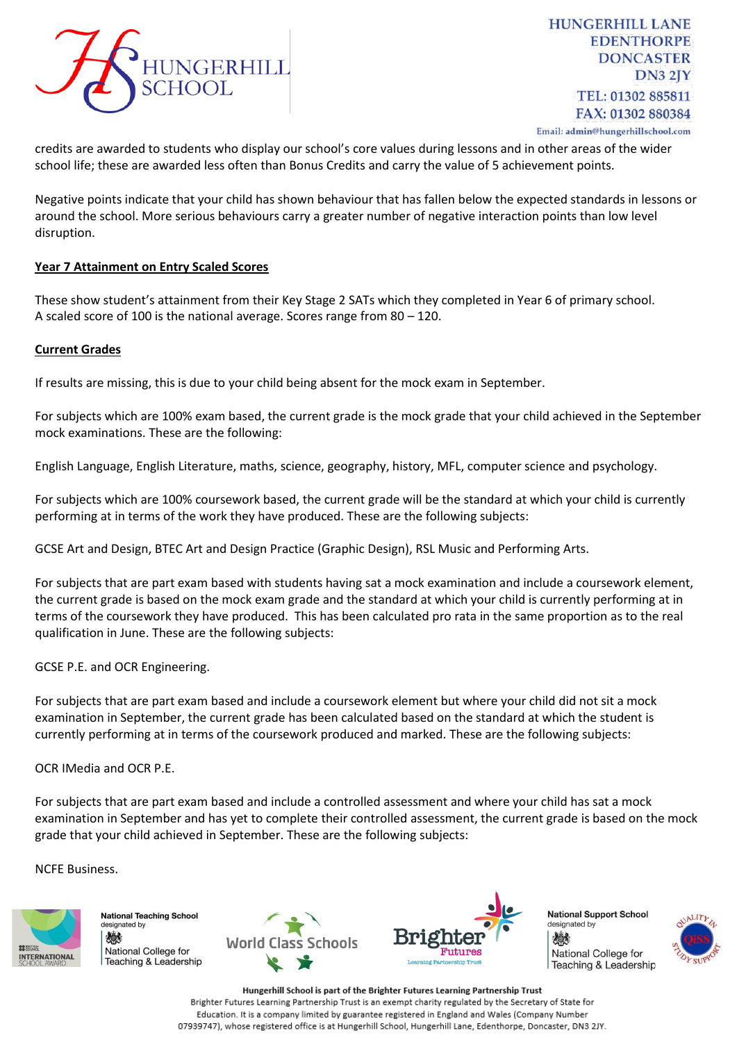credits are awarded to students who display our school's core values during lessons and in other areas of the wider school life; these are awarded less often than Bonus Credits and carry the value of 5 achievement points.

Negative points indicate that your child has shown behaviour that has fallen below the expected standards in lessons or around the school. More serious behaviours carry a greater number of negative interaction points than low level disruption.

**Year 7 Attainment on Entry Scaled Scores**

These show student's attainment from their Key Stage 2 SATs which they completed in Year 6 of primary school.
A scaled score of 100 is the national average. Scores range from 80 – 120.

**Current Grades**

If results are missing, this is due to your child being absent for the mock exam in September.

For subjects which are 100% exam based, the current grade is the mock grade that your child achieved in the September mock examinations. These are the following:

English Language, English Literature, maths, science, geography, history, MFL, computer science and psychology.

For subjects which are 100% coursework based, the current grade will be the standard at which your child is currently performing at in terms of the work they have produced. These are the following subjects:

GCSE Art and Design, BTEC Art and Design Practice (Graphic Design), RSL Music and Performing Arts.

For subjects that are part exam based with students having sat a mock examination and include a coursework element, the current grade is based on the mock exam grade and the standard at which your child is currently performing at in terms of the coursework they have produced. This has been calculated pro rata in the same proportion as to the real qualification in June. These are the following subjects:

GCSE P.E. and OCR Engineering.

For subjects that are part exam based and include a coursework element but where your child did not sit a mock examination in September, the current grade has been calculated based on the standard at which the student is currently performing at in terms of the coursework produced and marked. These are the following subjects:

OCR IMedia and OCR P.E.

For subjects that are part exam based and include a controlled assessment and where your child has sat a mock examination in September and has yet to complete their controlled assessment, the current grade is based on the mock grade that your child achieved in September. These are the following subjects:

NCFE Business.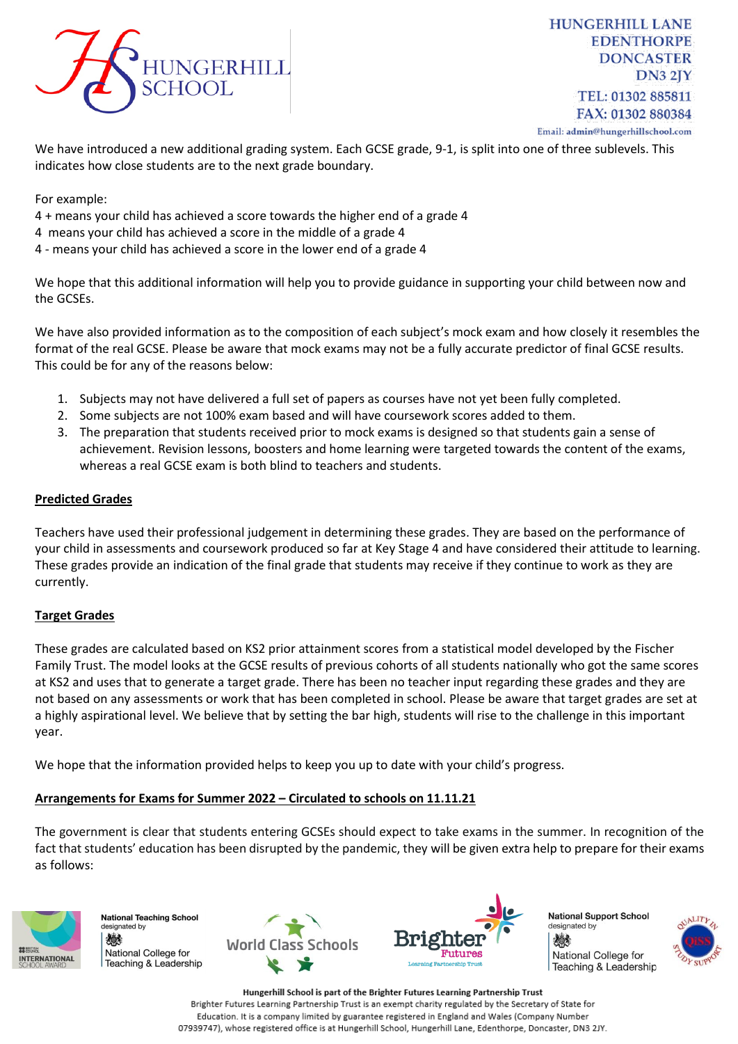We have introduced a new additional grading system. Each GCSE grade, 9-1, is split into one of three sublevels. This indicates how close students are to the next grade boundary.

For example:
4 + means your child has achieved a score towards the higher end of a grade 4
4  means your child has achieved a score in the middle of a grade 4
4 - means your child has achieved a score in the lower end of a grade 4

We hope that this additional information will help you to provide guidance in supporting your child between now and the GCSEs.

We have also provided information as to the composition of each subject's mock exam and how closely it resembles the format of the real GCSE. Please be aware that mock exams may not be a fully accurate predictor of final GCSE results. This could be for any of the reasons below:

1. Subjects may not have delivered a full set of papers as courses have not yet been fully completed.
2. Some subjects are not 100% exam based and will have coursework scores added to them.
3. The preparation that students received prior to mock exams is designed so that students gain a sense of achievement. Revision lessons, boosters and home learning were targeted towards the content of the exams, whereas a real GCSE exam is both blind to teachers and students.

## Predicted Grades

Teachers have used their professional judgement in determining these grades. They are based on the performance of your child in assessments and coursework produced so far at Key Stage 4 and have considered their attitude to learning. These grades provide an indication of the final grade that students may receive if they continue to work as they are currently.

## Target Grades

These grades are calculated based on KS2 prior attainment scores from a statistical model developed by the Fischer Family Trust. The model looks at the GCSE results of previous cohorts of all students nationally who got the same scores at KS2 and uses that to generate a target grade. There has been no teacher input regarding these grades and they are not based on any assessments or work that has been completed in school. Please be aware that target grades are set at a highly aspirational level. We believe that by setting the bar high, students will rise to the challenge in this important year.

We hope that the information provided helps to keep you up to date with your child's progress.

## Arrangements for Exams for Summer 2022 – Circulated to schools on 11.11.21

The government is clear that students entering GCSEs should expect to take exams in the summer. In recognition of the fact that students' education has been disrupted by the pandemic, they will be given extra help to prepare for their exams as follows: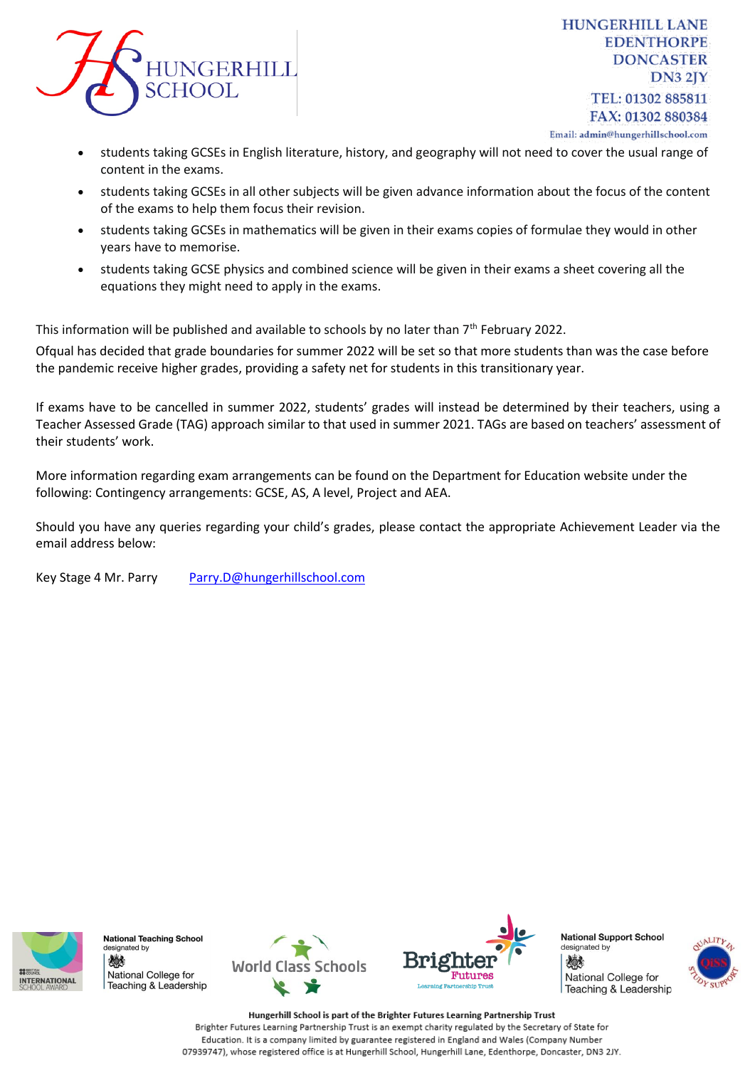- students taking GCSEs in English literature, history, and geography will not need to cover the usual range of content in the exams.
- students taking GCSEs in all other subjects will be given advance information about the focus of the content of the exams to help them focus their revision.
- students taking GCSEs in mathematics will be given in their exams copies of formulae they would in other years have to memorise.
- students taking GCSE physics and combined science will be given in their exams a sheet covering all the equations they might need to apply in the exams.

This information will be published and available to schools by no later than 7th February 2022.

Ofqual has decided that grade boundaries for summer 2022 will be set so that more students than was the case before the pandemic receive higher grades, providing a safety net for students in this transitional year.

If exams have to be cancelled in summer 2022, students' grades will instead be determined by their teachers, using a Teacher Assessed Grade (TAG) approach similar to that used in summer 2021. TAGs are based on teachers' assessment of their students' work.

More information regarding exam arrangements can be found on the Department for Education website under the following: Contingency arrangements: GCSE, AS, A level, Project and AEA.

Should you have any queries regarding your child's grades, please contact the appropriate Achievement Leader via the email address below:

Key Stage 4 Mr. Parry    Parry.D@hungerhillschool.com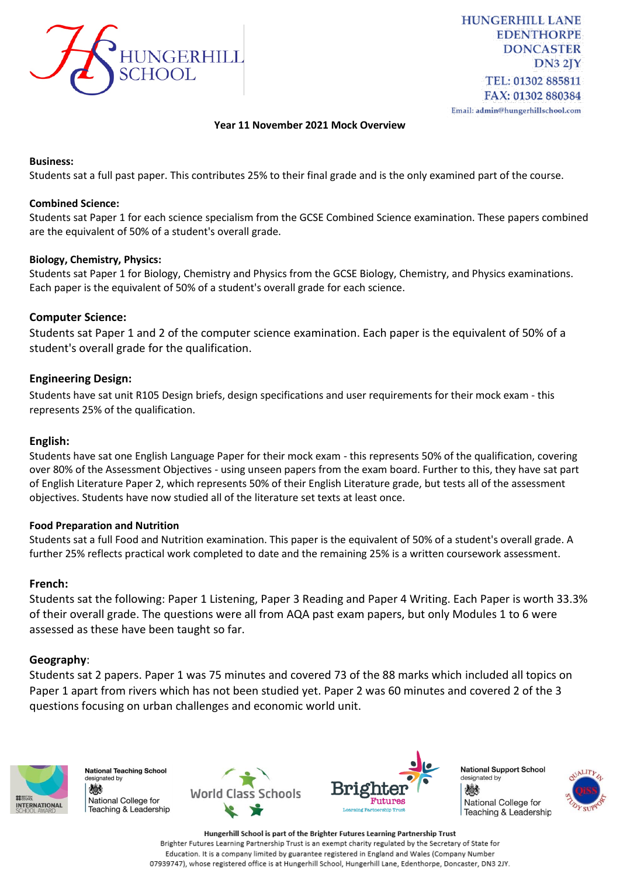HUNGERHILL SCHOOL

HUNGERHILL LANE
EDENTHORPE
DONCASTER
DN3 2JY
TEL: 01302 885811
FAX: 01302 880384
Email: admin@hungerhillschool.com

**Year 11 November 2021 Mock Overview**

**Business:**
Students sat a full past paper. This contributes 25% to their final grade and is the only examined part of the course.

**Combined Science:**
Students sat Paper 1 for each science specialism from the GCSE Combined Science examination. These papers combined are the equivalent of 50% of a student's overall grade.

**Biology, Chemistry, Physics:**
Students sat Paper 1 for Biology, Chemistry and Physics from the GCSE Biology, Chemistry, and Physics examinations. Each paper is the equivalent of 50% of a student's overall grade for each science.

**Computer Science:**
Students sat Paper 1 and 2 of the computer science examination. Each paper is the equivalent of 50% of a student's overall grade for the qualification.

**Engineering Design:**
Students have sat unit R105 Design briefs, design specifications and user requirements for their mock exam - this represents 25% of the qualification.

**English:**
Students have sat one English Language Paper for their mock exam - this represents 50% of the qualification, covering over 80% of the Assessment Objectives - using unseen papers from the exam board. Further to this, they have sat part of English Literature Paper 2, which represents 50% of their English Literature grade, but tests all of the assessment objectives. Students have now studied all of the literature set texts at least once.

**Food Preparation and Nutrition**
Students sat a full Food and Nutrition examination. This paper is the equivalent of 50% of a student's overall grade. A further 25% reflects practical work completed to date and the remaining 25% is a written coursework assessment.

**French:**
Students sat the following: Paper 1 Listening, Paper 3 Reading and Paper 4 Writing. Each Paper is worth 33.3% of their overall grade. The questions were all from AQA past exam papers, but only Modules 1 to 6 were assessed as these have been taught so far.

**Geography**:
Students sat 2 papers. Paper 1 was 75 minutes and covered 73 of the 88 marks which included all topics on Paper 1 apart from rivers which has not been studied yet. Paper 2 was 60 minutes and covered 2 of the 3 questions focusing on urban challenges and economic world unit.

**Hungerhill School is part of the Brighter Futures Learning Partnership Trust**
Brighter Futures Learning Partnership Trust is an exempt charity regulated by the Secretary of State for Education. It is a company limited by guarantee registered in England and Wales (Company Number 07939747), whose registered office is at Hungerhill School, Hungerhill Lane, Edenthorpe, Doncaster, DN3 2JY.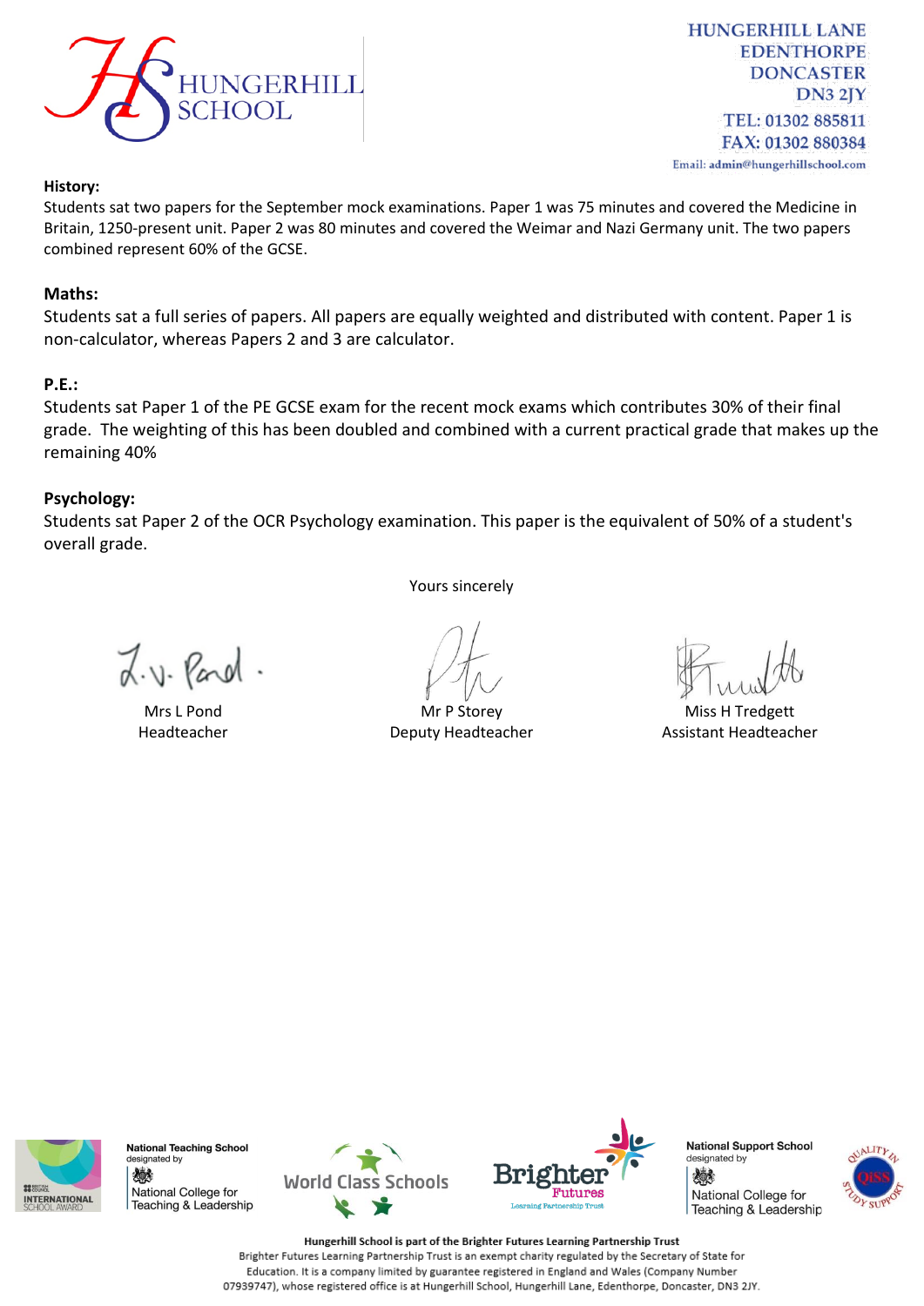**History:**

Students sat two papers for the September mock examinations. Paper 1 was 75 minutes and covered the Medicine in Britain, 1250-present unit. Paper 2 was 80 minutes and covered the Weimar and Nazi Germany unit. The two papers combined represent 60% of the GCSE.

**Maths:**

Students sat a full series of papers. All papers are equally weighted and distributed with content. Paper 1 is non-calculator, whereas Papers 2 and 3 are calculator.

**P.E.:**

Students sat Paper 1 of the PE GCSE exam for the recent mock exams which contributes 30% of their final grade. The weighting of this has been doubled and combined with a current practical grade that makes up the remaining 40%

**Psychology:**

Students sat Paper 2 of the OCR Psychology examination. This paper is the equivalent of 50% of a student's overall grade.

Yours sincerely

Mrs L Pond
Headteacher

Mr P Storey
Deputy Headteacher

Miss H Tredgett
Assistant Headteacher